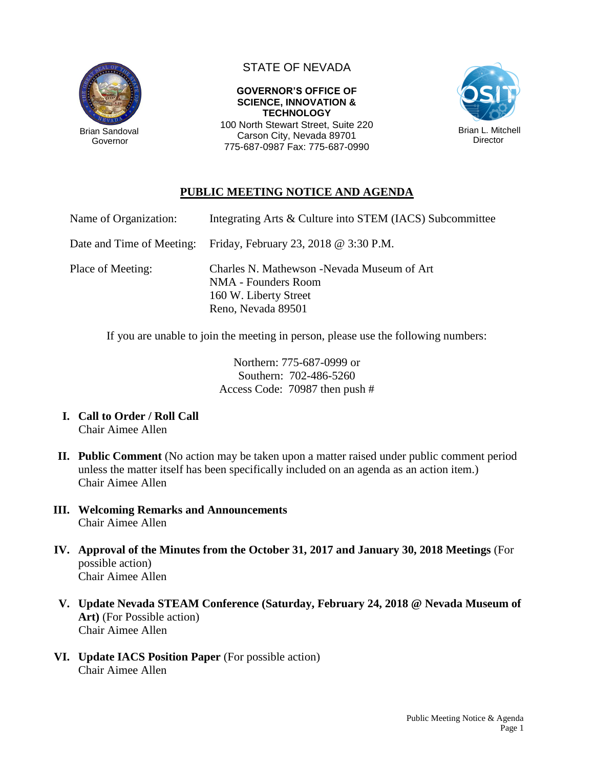Brian Sandoval
Governor

STATE OF NEVADA

**GOVERNOR'S OFFICE OF SCIENCE, INNOVATION & TECHNOLOGY**

100 North Stewart Street, Suite 220
Carson City, Nevada 89701
775-687-0987 Fax: 775-687-0990

Brian L. Mitchell
Director

# PUBLIC MEETING NOTICE AND AGENDA

Name of Organization: Integrating Arts & Culture into STEM (IACS) Subcommittee

Date and Time of Meeting: Friday, February 23, 2018 @ 3:30 P.M.

Place of Meeting: Charles N. Mathewson -Nevada Museum of Art
NMA - Founders Room
160 W. Liberty Street
Reno, Nevada 89501

If you are unable to join the meeting in person, please use the following numbers:

Northern: 775-687-0999 or
Southern: 702-486-5260
Access Code: 70987 then push #

I. **Call to Order / Roll Call**
Chair Aimee Allen

II. **Public Comment** (No action may be taken upon a matter raised under public comment period unless the matter itself has been specifically included on an agenda as an action item.)
Chair Aimee Allen

III. **Welcoming Remarks and Announcements**
Chair Aimee Allen

IV. **Approval of the Minutes from the October 31, 2017 and January 30, 2018 Meetings** (For possible action)
Chair Aimee Allen

V. **Update Nevada STEAM Conference (Saturday, February 24, 2018 @ Nevada Museum of Art)** (For Possible action)
Chair Aimee Allen

VI. **Update IACS Position Paper** (For possible action)
Chair Aimee Allen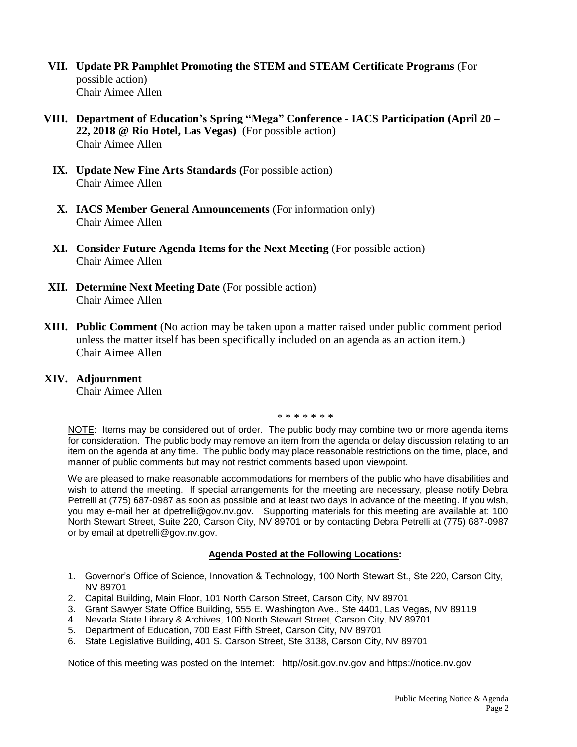VII. **Update PR Pamphlet Promoting the STEM and STEAM Certificate Programs** (For possible action)
Chair Aimee Allen

VIII. **Department of Education's Spring "Mega" Conference - IACS Participation (April 20 – 22, 2018 @ Rio Hotel, Las Vegas)** (For possible action)
Chair Aimee Allen

IX. **Update New Fine Arts Standards (**For possible action)
Chair Aimee Allen

X. **IACS Member General Announcements** (For information only)
Chair Aimee Allen

XI. **Consider Future Agenda Items for the Next Meeting** (For possible action)
Chair Aimee Allen

XII. **Determine Next Meeting Date** (For possible action)
Chair Aimee Allen

XIII. **Public Comment** (No action may be taken upon a matter raised under public comment period unless the matter itself has been specifically included on an agenda as an action item.)
Chair Aimee Allen

XIV. **Adjournment**
Chair Aimee Allen

\* \* \* \* \* \* \*

NOTE: Items may be considered out of order. The public body may combine two or more agenda items for consideration. The public body may remove an item from the agenda or delay discussion relating to an item on the agenda at any time. The public body may place reasonable restrictions on the time, place, and manner of public comments but may not restrict comments based upon viewpoint.

We are pleased to make reasonable accommodations for members of the public who have disabilities and wish to attend the meeting. If special arrangements for the meeting are necessary, please notify Debra Petrelli at (775) 687-0987 as soon as possible and at least two days in advance of the meeting. If you wish, you may e-mail her at dpetrelli@gov.nv.gov. Supporting materials for this meeting are available at: 100 North Stewart Street, Suite 220, Carson City, NV 89701 or by contacting Debra Petrelli at (775) 687-0987 or by email at dpetrelli@gov.nv.gov.

**Agenda Posted at the Following Locations:**

1. Governor's Office of Science, Innovation & Technology, 100 North Stewart St., Ste 220, Carson City, NV 89701
2. Capital Building, Main Floor, 101 North Carson Street, Carson City, NV 89701
3. Grant Sawyer State Office Building, 555 E. Washington Ave., Ste 4401, Las Vegas, NV 89119
4. Nevada State Library & Archives, 100 North Stewart Street, Carson City, NV 89701
5. Department of Education, 700 East Fifth Street, Carson City, NV 89701
6. State Legislative Building, 401 S. Carson Street, Ste 3138, Carson City, NV 89701

Notice of this meeting was posted on the Internet: http//osit.gov.nv.gov and https://notice.nv.gov

Public Meeting Notice & Agenda